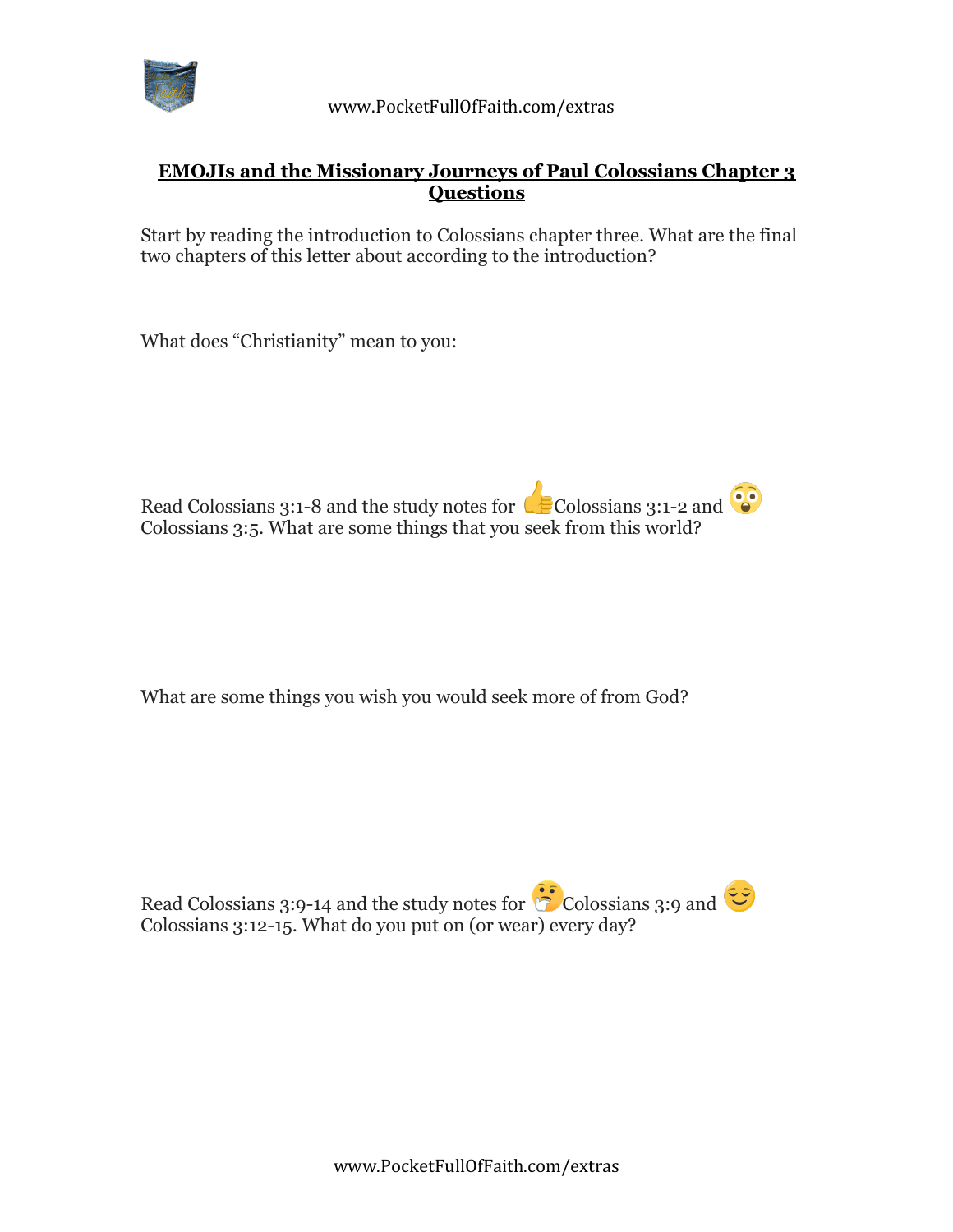## EMOJIs and the Missionary Journeys of Paul Colossians Chapter 3 Questions

Start by reading the introduction to Colossians chapter three. What are the final two chapters of this letter about according to the introduction?

What does "Christianity" mean to you:

Read Colossians 3:1-8 and the study notes for 👍Colossians 3:1-2 and 😳 Colossians 3:5. What are some things that you seek from this world?

What are some things you wish you would seek more of from God?

Read Colossians 3:9-14 and the study notes for 🤔Colossians 3:9 and 😌 Colossians 3:12-15. What do you put on (or wear) every day?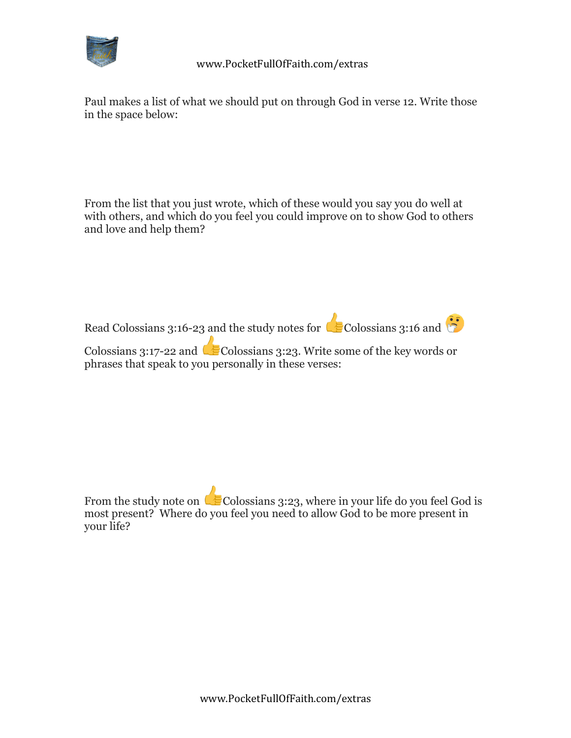Paul makes a list of what we should put on through God in verse 12. Write those in the space below:

From the list that you just wrote, which of these would you say you do well at with others, and which do you feel you could improve on to show God to others and love and help them?

Read Colossians 3:16-23 and the study notes for 👍Colossians 3:16 and 🤔Colossians 3:17-22 and 👍Colossians 3:23. Write some of the key words or phrases that speak to you personally in these verses:

From the study note on 👍Colossians 3:23, where in your life do you feel God is most present? Where do you feel you need to allow God to be more present in your life?